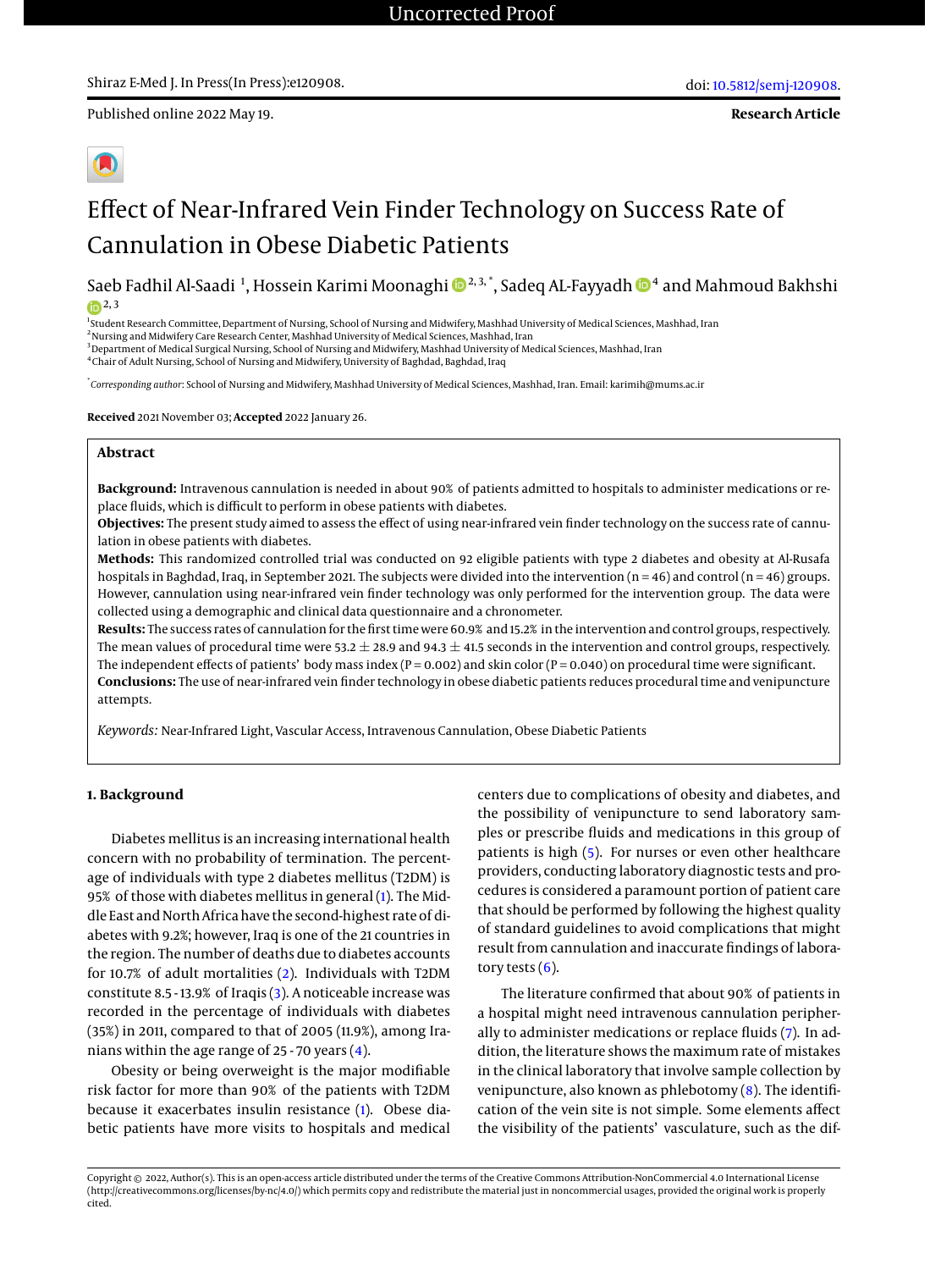Uncorrected Proof

Shiraz E-Med J. In Press(In Press):e120908.

doi: 10.5812/semj-120908.

Published online 2022 May 19.

**Research Article**

# Effect of Near-Infrared Vein Finder Technology on Success Rate of Cannulation in Obese Diabetic Patients

Saeb Fadhil Al-Saadi [1], Hossein Karimi Moonaghi [2, 3, *], Sadeq AL-Fayyadh [4] and Mahmoud Bakhshi [2, 3]

[1] Student Research Committee, Department of Nursing, School of Nursing and Midwifery, Mashhad University of Medical Sciences, Mashhad, Iran
[2] Nursing and Midwifery Care Research Center, Mashhad University of Medical Sciences, Mashhad, Iran
[3] Department of Medical Surgical Nursing, School of Nursing and Midwifery, Mashhad University of Medical Sciences, Mashhad, Iran
[4] Chair of Adult Nursing, School of Nursing and Midwifery, University of Baghdad, Baghdad, Iraq

[*] *Corresponding author*: School of Nursing and Midwifery, Mashhad University of Medical Sciences, Mashhad, Iran. Email: karimih@mums.ac.ir

**Received** 2021 November 03; **Accepted** 2022 January 26.

## Abstract

**Background:** Intravenous cannulation is needed in about 90% of patients admitted to hospitals to administer medications or replace fluids, which is difficult to perform in obese patients with diabetes.

**Objectives:** The present study aimed to assess the effect of using near-infrared vein finder technology on the success rate of cannulation in obese patients with diabetes.

**Methods:** This randomized controlled trial was conducted on 92 eligible patients with type 2 diabetes and obesity at Al-Rusafa hospitals in Baghdad, Iraq, in September 2021. The subjects were divided into the intervention (n = 46) and control (n = 46) groups. However, cannulation using near-infrared vein finder technology was only performed for the intervention group. The data were collected using a demographic and clinical data questionnaire and a chronometer.

**Results:** The success rates of cannulation for the first time were 60.9% and 15.2% in the intervention and control groups, respectively. The mean values of procedural time were 53.2 ± 28.9 and 94.3 ± 41.5 seconds in the intervention and control groups, respectively. The independent effects of patients' body mass index (P = 0.002) and skin color (P = 0.040) on procedural time were significant.

**Conclusions:** The use of near-infrared vein finder technology in obese diabetic patients reduces procedural time and venipuncture attempts.

*Keywords:* Near-Infrared Light, Vascular Access, Intravenous Cannulation, Obese Diabetic Patients

## 1. Background

Diabetes mellitus is an increasing international health concern with no probability of termination. The percentage of individuals with type 2 diabetes mellitus (T2DM) is 95% of those with diabetes mellitus in general (1). The Middle East and North Africa have the second-highest rate of diabetes with 9.2%; however, Iraq is one of the 21 countries in the region. The number of deaths due to diabetes accounts for 10.7% of adult mortalities (2). Individuals with T2DM constitute 8.5 - 13.9% of Iraqis (3). A noticeable increase was recorded in the percentage of individuals with diabetes (35%) in 2011, compared to that of 2005 (11.9%), among Iranians within the age range of 25 - 70 years (4).

Obesity or being overweight is the major modifiable risk factor for more than 90% of the patients with T2DM because it exacerbates insulin resistance (1). Obese diabetic patients have more visits to hospitals and medical centers due to complications of obesity and diabetes, and the possibility of venipuncture to send laboratory samples or prescribe fluids and medications in this group of patients is high (5). For nurses or even other healthcare providers, conducting laboratory diagnostic tests and procedures is considered a paramount portion of patient care that should be performed by following the highest quality of standard guidelines to avoid complications that might result from cannulation and inaccurate findings of laboratory tests (6).

The literature confirmed that about 90% of patients in a hospital might need intravenous cannulation peripherally to administer medications or replace fluids (7). In addition, the literature shows the maximum rate of mistakes in the clinical laboratory that involve sample collection by venipuncture, also known as phlebotomy (8). The identification of the vein site is not simple. Some elements affect the visibility of the patients' vasculature, such as the dif-

Copyright © 2022, Author(s). This is an open-access article distributed under the terms of the Creative Commons Attribution-NonCommercial 4.0 International License (http://creativecommons.org/licenses/by-nc/4.0/) which permits copy and redistribute the material just in noncommercial usages, provided the original work is properly cited.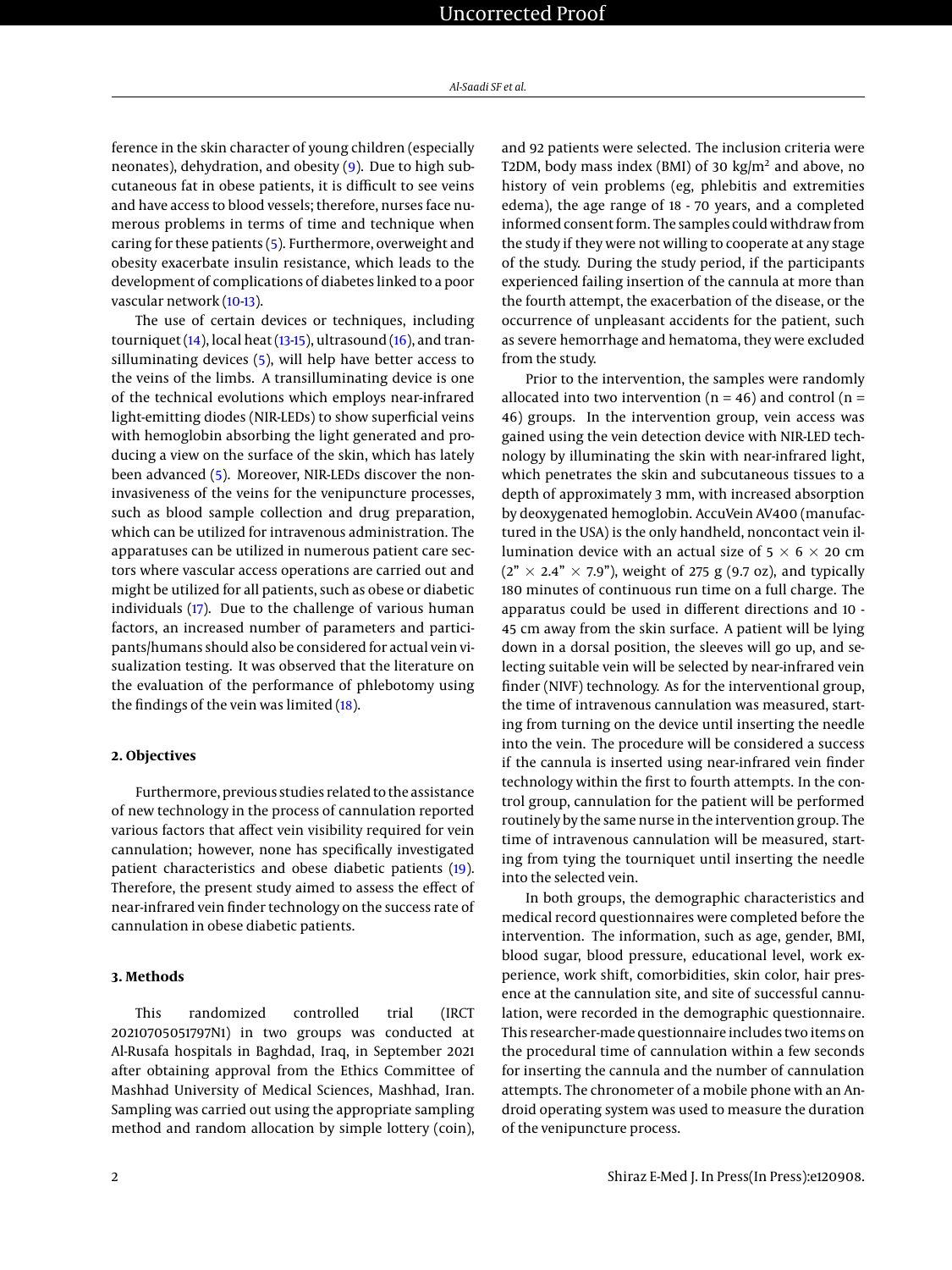ference in the skin character of young children (especially neonates), dehydration, and obesity (9). Due to high subcutaneous fat in obese patients, it is difficult to see veins and have access to blood vessels; therefore, nurses face numerous problems in terms of time and technique when caring for these patients (5). Furthermore, overweight and obesity exacerbate insulin resistance, which leads to the development of complications of diabetes linked to a poor vascular network (10-13).

The use of certain devices or techniques, including tourniquet (14), local heat (13-15), ultrasound (16), and transilluminating devices (5), will help have better access to the veins of the limbs. A transilluminating device is one of the technical evolutions which employs near-infrared light-emitting diodes (NIR-LEDs) to show superficial veins with hemoglobin absorbing the light generated and producing a view on the surface of the skin, which has lately been advanced (5). Moreover, NIR-LEDs discover the non-invasiveness of the veins for the venipuncture processes, such as blood sample collection and drug preparation, which can be utilized for intravenous administration. The apparatuses can be utilized in numerous patient care sectors where vascular access operations are carried out and might be utilized for all patients, such as obese or diabetic individuals (17). Due to the challenge of various human factors, an increased number of parameters and participants/humans should also be considered for actual vein visualization testing. It was observed that the literature on the evaluation of the performance of phlebotomy using the findings of the vein was limited (18).

## 2. Objectives

Furthermore, previous studies related to the assistance of new technology in the process of cannulation reported various factors that affect vein visibility required for vein cannulation; however, none has specifically investigated patient characteristics and obese diabetic patients (19). Therefore, the present study aimed to assess the effect of near-infrared vein finder technology on the success rate of cannulation in obese diabetic patients.

## 3. Methods

This randomized controlled trial (IRCT 20210705051797N1) in two groups was conducted at Al-Rusafa hospitals in Baghdad, Iraq, in September 2021 after obtaining approval from the Ethics Committee of Mashhad University of Medical Sciences, Mashhad, Iran. Sampling was carried out using the appropriate sampling method and random allocation by simple lottery (coin), and 92 patients were selected. The inclusion criteria were T2DM, body mass index (BMI) of 30 kg/m$^2$ and above, no history of vein problems (eg, phlebitis and extremities edema), the age range of 18 - 70 years, and a completed informed consent form. The samples could withdraw from the study if they were not willing to cooperate at any stage of the study. During the study period, if the participants experienced failing insertion of the cannula at more than the fourth attempt, the exacerbation of the disease, or the occurrence of unpleasant accidents for the patient, such as severe hemorrhage and hematoma, they were excluded from the study.

Prior to the intervention, the samples were randomly allocated into two intervention (n = 46) and control (n = 46) groups. In the intervention group, vein access was gained using the vein detection device with NIR-LED technology by illuminating the skin with near-infrared light, which penetrates the skin and subcutaneous tissues to a depth of approximately 3 mm, with increased absorption by deoxygenated hemoglobin. AccuVein AV400 (manufactured in the USA) is the only handheld, noncontact vein illumination device with an actual size of 5 × 6 × 20 cm (2" × 2.4" × 7.9"), weight of 275 g (9.7 oz), and typically 180 minutes of continuous run time on a full charge. The apparatus could be used in different directions and 10 - 45 cm away from the skin surface. A patient will be lying down in a dorsal position, the sleeves will go up, and selecting suitable vein will be selected by near-infrared vein finder (NIVF) technology. As for the interventional group, the time of intravenous cannulation was measured, starting from turning on the device until inserting the needle into the vein. The procedure will be considered a success if the cannula is inserted using near-infrared vein finder technology within the first to fourth attempts. In the control group, cannulation for the patient will be performed routinely by the same nurse in the intervention group. The time of intravenous cannulation will be measured, starting from tying the tourniquet until inserting the needle into the selected vein.

In both groups, the demographic characteristics and medical record questionnaires were completed before the intervention. The information, such as age, gender, BMI, blood sugar, blood pressure, educational level, work experience, work shift, comorbidities, skin color, hair presence at the cannulation site, and site of successful cannulation, were recorded in the demographic questionnaire. This researcher-made questionnaire includes two items on the procedural time of cannulation within a few seconds for inserting the cannula and the number of cannulation attempts. The chronometer of a mobile phone with an Android operating system was used to measure the duration of the venipuncture process.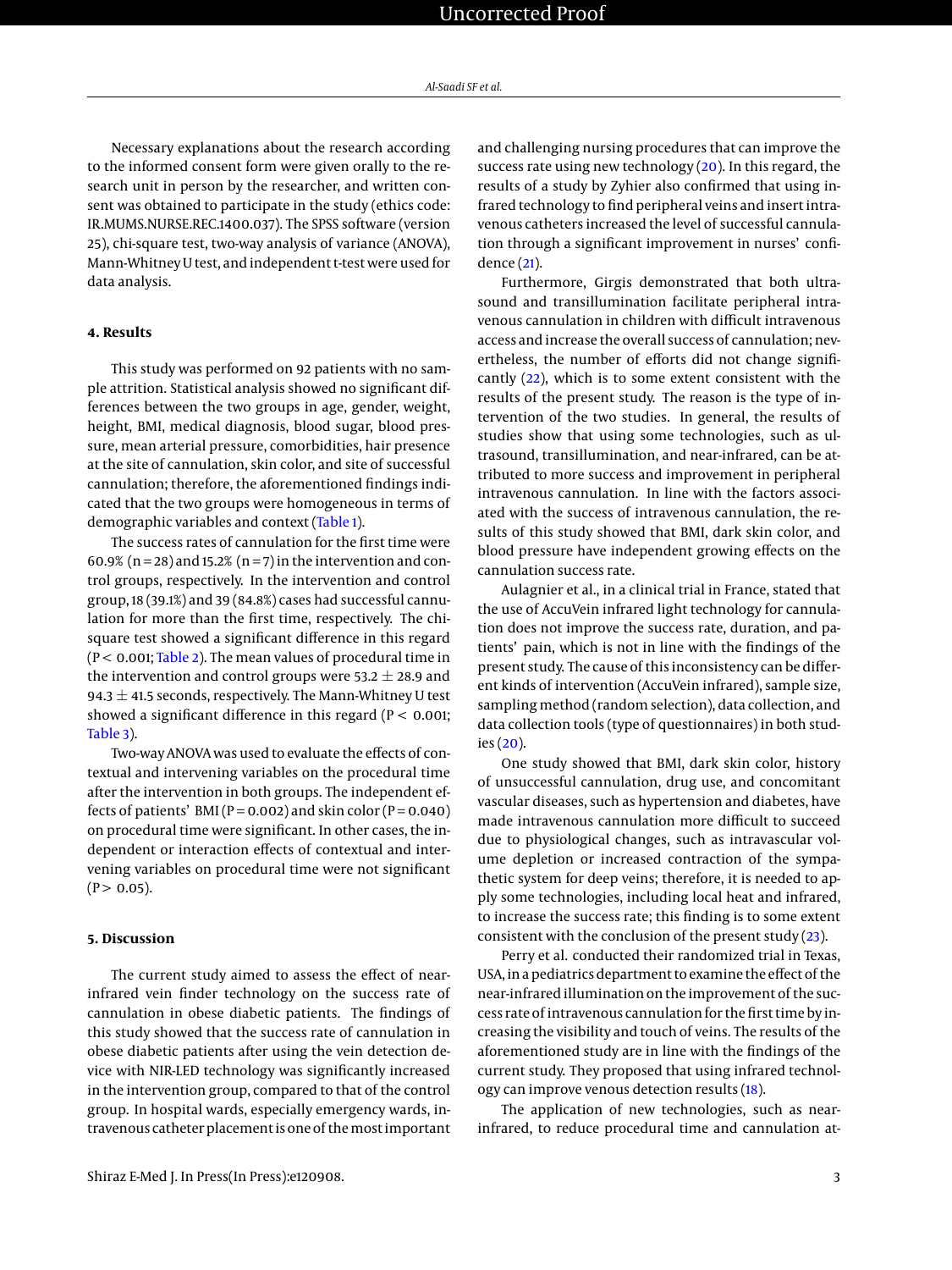Necessary explanations about the research according to the informed consent form were given orally to the research unit in person by the researcher, and written consent was obtained to participate in the study (ethics code: IR.MUMS.NURSE.REC.1400.037). The SPSS software (version 25), chi-square test, two-way analysis of variance (ANOVA), Mann-Whitney U test, and independent t-test were used for data analysis.

## 4. Results

This study was performed on 92 patients with no sample attrition. Statistical analysis showed no significant differences between the two groups in age, gender, weight, height, BMI, medical diagnosis, blood sugar, blood pressure, mean arterial pressure, comorbidities, hair presence at the site of cannulation, skin color, and site of successful cannulation; therefore, the aforementioned findings indicated that the two groups were homogeneous in terms of demographic variables and context (Table 1).

The success rates of cannulation for the first time were 60.9% (n = 28) and 15.2% (n = 7) in the intervention and control groups, respectively. In the intervention and control group, 18 (39.1%) and 39 (84.8%) cases had successful cannulation for more than the first time, respectively. The chi-square test showed a significant difference in this regard ($P < 0.001$; Table 2). The mean values of procedural time in the intervention and control groups were $53.2 \pm 28.9$ and $94.3 \pm 41.5$ seconds, respectively. The Mann-Whitney U test showed a significant difference in this regard ($P < 0.001$; Table 3).

Two-way ANOVA was used to evaluate the effects of contextual and intervening variables on the procedural time after the intervention in both groups. The independent effects of patients' BMI ($P = 0.002$) and skin color ($P = 0.040$) on procedural time were significant. In other cases, the independent or interaction effects of contextual and intervening variables on procedural time were not significant ($P > 0.05$).

## 5. Discussion

The current study aimed to assess the effect of near-infrared vein finder technology on the success rate of cannulation in obese diabetic patients. The findings of this study showed that the success rate of cannulation in obese diabetic patients after using the vein detection device with NIR-LED technology was significantly increased in the intervention group, compared to that of the control group. In hospital wards, especially emergency wards, intravenous catheter placement is one of the most important and challenging nursing procedures that can improve the success rate using new technology (20). In this regard, the results of a study by Zyhier also confirmed that using infrared technology to find peripheral veins and insert intravenous catheters increased the level of successful cannulation through a significant improvement in nurses' confidence (21).

Furthermore, Girgis demonstrated that both ultrasound and transillumination facilitate peripheral intravenous cannulation in children with difficult intravenous access and increase the overall success of cannulation; nevertheless, the number of efforts did not change significantly (22), which is to some extent consistent with the results of the present study. The reason is the type of intervention of the two studies. In general, the results of studies show that using some technologies, such as ultrasound, transillumination, and near-infrared, can be attributed to more success and improvement in peripheral intravenous cannulation. In line with the factors associated with the success of intravenous cannulation, the results of this study showed that BMI, dark skin color, and blood pressure have independent growing effects on the cannulation success rate.

Aulagnier et al., in a clinical trial in France, stated that the use of AccuVein infrared light technology for cannulation does not improve the success rate, duration, and patients' pain, which is not in line with the findings of the present study. The cause of this inconsistency can be different kinds of intervention (AccuVein infrared), sample size, sampling method (random selection), data collection, and data collection tools (type of questionnaires) in both studies (20).

One study showed that BMI, dark skin color, history of unsuccessful cannulation, drug use, and concomitant vascular diseases, such as hypertension and diabetes, have made intravenous cannulation more difficult to succeed due to physiological changes, such as intravascular volume depletion or increased contraction of the sympathetic system for deep veins; therefore, it is needed to apply some technologies, including local heat and infrared, to increase the success rate; this finding is to some extent consistent with the conclusion of the present study (23).

Perry et al. conducted their randomized trial in Texas, USA, in a pediatrics department to examine the effect of the near-infrared illumination on the improvement of the success rate of intravenous cannulation for the first time by increasing the visibility and touch of veins. The results of the aforementioned study are in line with the findings of the current study. They proposed that using infrared technology can improve venous detection results (18).

The application of new technologies, such as near-infrared, to reduce procedural time and cannulation at-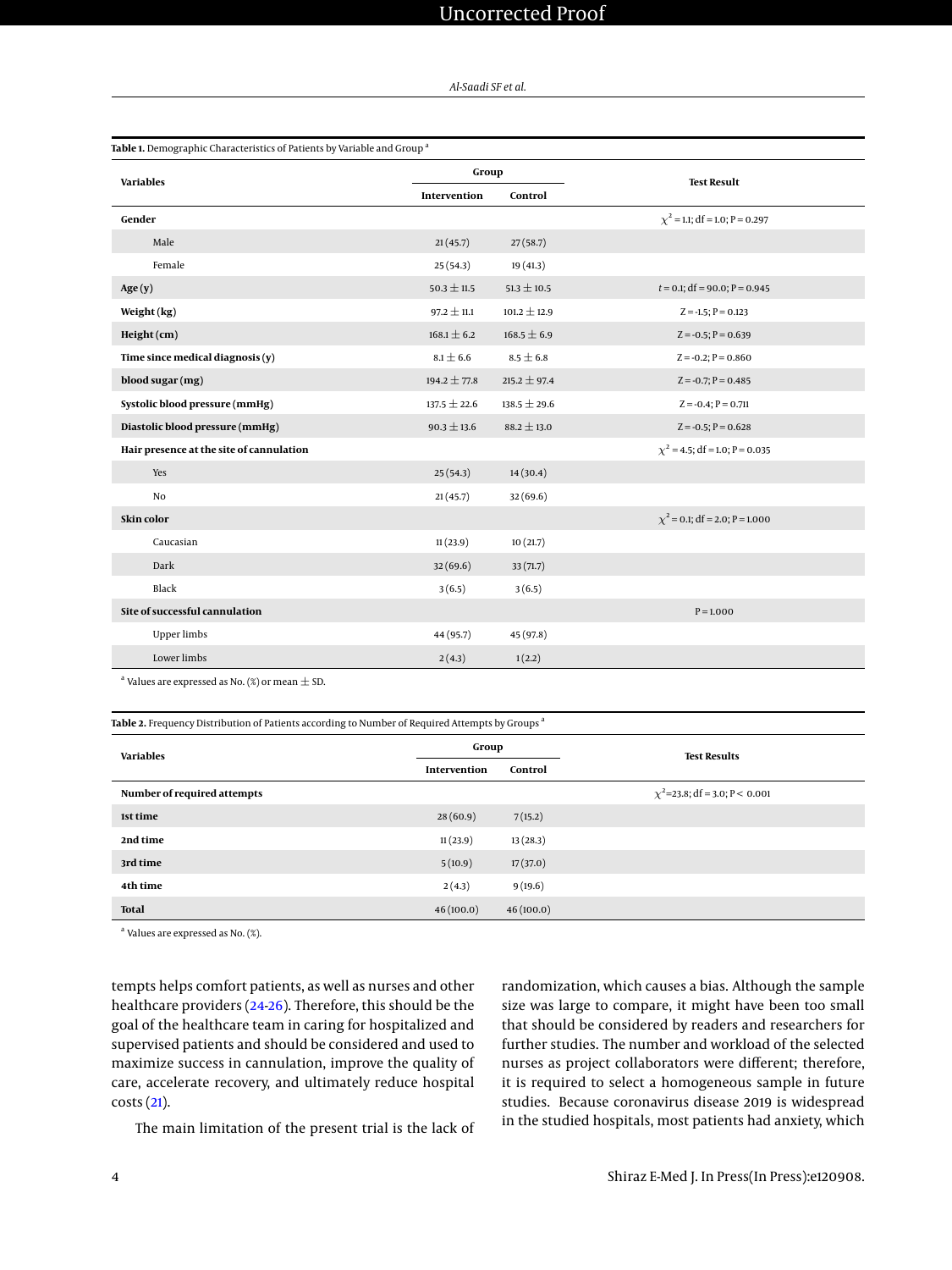**Table 1.** Demographic Characteristics of Patients by Variable and Group [a]

| Variables | Group | | Test Result |
|---|---|---|---|
| | Intervention | Control | |
| **Gender** | | | $\chi^2$ = 1.1; df = 1.0; P = 0.297 |
| Male | 21 (45.7) | 27 (58.7) | |
| Female | 25 (54.3) | 19 (41.3) | |
| **Age (y)** | 50.3 ± 11.5 | 51.3 ± 10.5 | $t$ = 0.1; df = 90.0; P = 0.945 |
| **Weight (kg)** | 97.2 ± 11.1 | 101.2 ± 12.9 | Z = -1.5; P = 0.123 |
| **Height (cm)** | 168.1 ± 6.2 | 168.5 ± 6.9 | Z = -0.5; P = 0.639 |
| **Time since medical diagnosis (y)** | 8.1 ± 6.6 | 8.5 ± 6.8 | Z = -0.2; P = 0.860 |
| **blood sugar (mg)** | 194.2 ± 77.8 | 215.2 ± 97.4 | Z = -0.7; P = 0.485 |
| **Systolic blood pressure (mmHg)** | 137.5 ± 22.6 | 138.5 ± 29.6 | Z = -0.4; P = 0.711 |
| **Diastolic blood pressure (mmHg)** | 90.3 ± 13.6 | 88.2 ± 13.0 | Z = -0.5; P = 0.628 |
| **Hair presence at the site of cannulation** | | | $\chi^2$ = 4.5; df = 1.0; P = 0.035 |
| Yes | 25 (54.3) | 14 (30.4) | |
| No | 21 (45.7) | 32 (69.6) | |
| **Skin color** | | | $\chi^2$ = 0.1; df = 2.0; P = 1.000 |
| Caucasian | 11 (23.9) | 10 (21.7) | |
| Dark | 32 (69.6) | 33 (71.7) | |
| Black | 3 (6.5) | 3 (6.5) | |
| **Site of successful cannulation** | | | P = 1.000 |
| Upper limbs | 44 (95.7) | 45 (97.8) | |
| Lower limbs | 2 (4.3) | 1 (2.2) | |

[a] Values are expressed as No. (%) or mean ± SD.

**Table 2.** Frequency Distribution of Patients according to Number of Required Attempts by Groups [a]

| Variables | Group | | Test Results |
|---|---|---|---|
| | Intervention | Control | |
| **Number of required attempts** | | | $\chi^2$=23.8; df = 3.0; P < 0.001 |
| **1st time** | 28 (60.9) | 7 (15.2) | |
| **2nd time** | 11 (23.9) | 13 (28.3) | |
| **3rd time** | 5 (10.9) | 17 (37.0) | |
| **4th time** | 2 (4.3) | 9 (19.6) | |
| **Total** | 46 (100.0) | 46 (100.0) | |

[a] Values are expressed as No. (%).

tempts helps comfort patients, as well as nurses and other healthcare providers (24-26). Therefore, this should be the goal of the healthcare team in caring for hospitalized and supervised patients and should be considered and used to maximize success in cannulation, improve the quality of care, accelerate recovery, and ultimately reduce hospital costs (21).

The main limitation of the present trial is the lack of randomization, which causes a bias. Although the sample size was large to compare, it might have been too small that should be considered by readers and researchers for further studies. The number and workload of the selected nurses as project collaborators were different; therefore, it is required to select a homogeneous sample in future studies. Because coronavirus disease 2019 is widespread in the studied hospitals, most patients had anxiety, which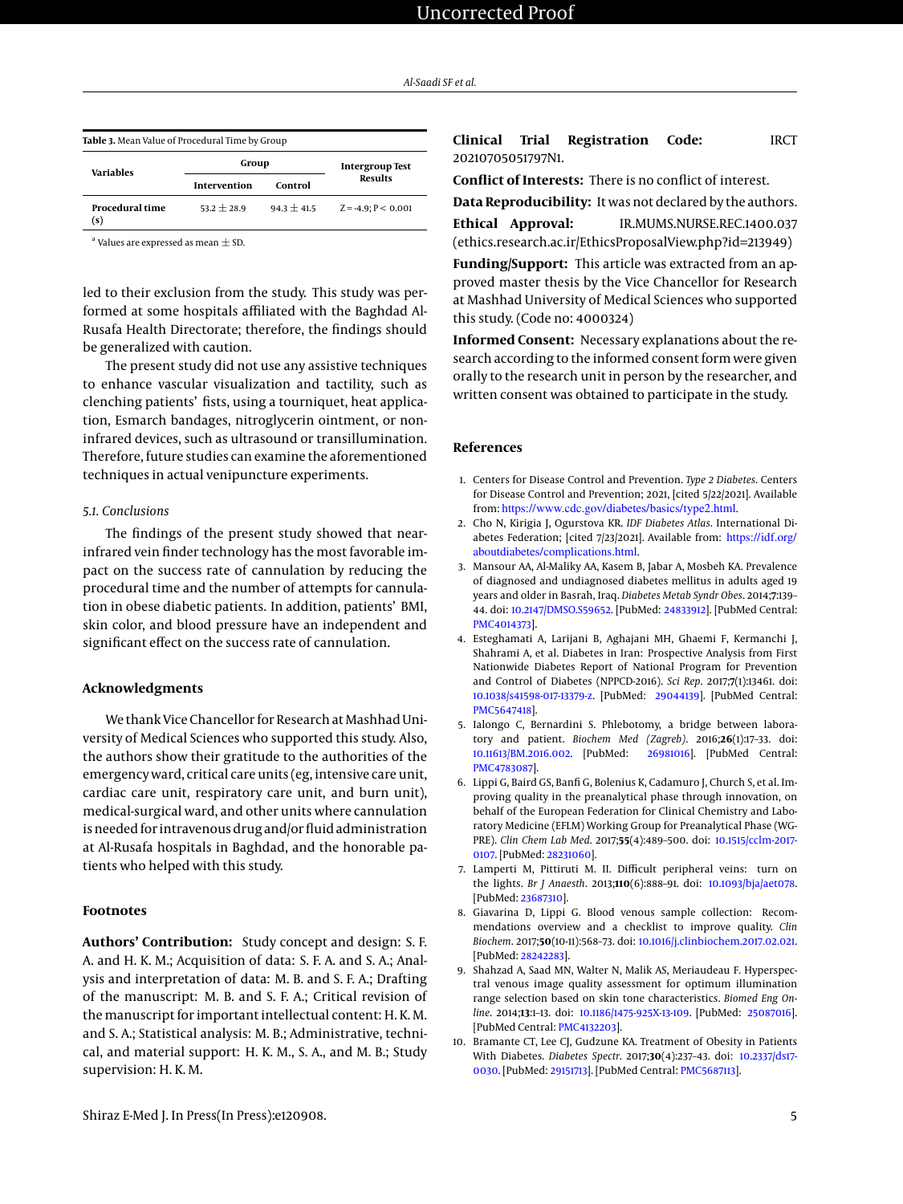Table 3. Mean Value of Procedural Time by Group

| Variables | Group | | Intergroup Test Results |
|---|---|---|---|
| | Intervention | Control | |
| **Procedural time (s)** | 53.2 ± 28.9 | 94.3 ± 41.5 | Z = -4.9; P < 0.001 |

[a] Values are expressed as mean ± SD.

led to their exclusion from the study. This study was performed at some hospitals affiliated with the Baghdad Al-Rusafa Health Directorate; therefore, the findings should be generalized with caution.

The present study did not use any assistive techniques to enhance vascular visualization and tactility, such as clenching patients' fists, using a tourniquet, heat application, Esmarch bandages, nitroglycerin ointment, or non-infrared devices, such as ultrasound or transillumination. Therefore, future studies can examine the aforementioned techniques in actual venipuncture experiments.

### 5.1. Conclusions

The findings of the present study showed that near-infrared vein finder technology has the most favorable impact on the success rate of cannulation by reducing the procedural time and the number of attempts for cannulation in obese diabetic patients. In addition, patients' BMI, skin color, and blood pressure have an independent and significant effect on the success rate of cannulation.

## Acknowledgments

We thank Vice Chancellor for Research at Mashhad University of Medical Sciences who supported this study. Also, the authors show their gratitude to the authorities of the emergency ward, critical care units (eg, intensive care unit, cardiac care unit, respiratory care unit, and burn unit), medical-surgical ward, and other units where cannulation is needed for intravenous drug and/or fluid administration at Al-Rusafa hospitals in Baghdad, and the honorable patients who helped with this study.

## Footnotes

**Authors' Contribution:** Study concept and design: S. F. A. and H. K. M.; Acquisition of data: S. F. A. and S. A.; Analysis and interpretation of data: M. B. and S. F. A.; Drafting of the manuscript: M. B. and S. F. A.; Critical revision of the manuscript for important intellectual content: H. K. M. and S. A.; Statistical analysis: M. B.; Administrative, technical, and material support: H. K. M., S. A., and M. B.; Study supervision: H. K. M.

**Clinical Trial Registration Code:** IRCT 20210705051797N1.

**Conflict of Interests:** There is no conflict of interest.

**Data Reproducibility:** It was not declared by the authors.

**Ethical Approval:** IR.MUMS.NURSE.REC.1400.037 (ethics.research.ac.ir/EthicsProposalView.php?id=213949)

**Funding/Support:** This article was extracted from an approved master thesis by the Vice Chancellor for Research at Mashhad University of Medical Sciences who supported this study. (Code no: 4000324)

**Informed Consent:** Necessary explanations about the research according to the informed consent form were given orally to the research unit in person by the researcher, and written consent was obtained to participate in the study.

## References

1. Centers for Disease Control and Prevention. *Type 2 Diabetes*. Centers for Disease Control and Prevention; 2021, [cited 5/22/2021]. Available from: https://www.cdc.gov/diabetes/basics/type2.html.
2. Cho N, Kirigia J, Ogurstova KR. *IDF Diabetes Atlas*. International Diabetes Federation; [cited 7/23/2021]. Available from: https://idf.org/aboutdiabetes/complications.html.
3. Mansour AA, Al-Maliky AA, Kasem B, Jabar A, Mosbeh KA. Prevalence of diagnosed and undiagnosed diabetes mellitus in adults aged 19 years and older in Basrah, Iraq. *Diabetes Metab Syndr Obes*. 2014;**7**:139–44. doi: 10.2147/DMSO.S59652. [PubMed: 24833912]. [PubMed Central: PMC4014373].
4. Esteghamati A, Larijani B, Aghajani MH, Ghaemi F, Kermanchi J, Shahrami A, et al. Diabetes in Iran: Prospective Analysis from First Nationwide Diabetes Report of National Program for Prevention and Control of Diabetes (NPPCD-2016). *Sci Rep*. 2017;**7**(1):13461. doi: 10.1038/s41598-017-13379-z. [PubMed: 29044139]. [PubMed Central: PMC5647418].
5. Ialongo C, Bernardini S. Phlebotomy, a bridge between laboratory and patient. *Biochem Med (Zagreb)*. 2016;**26**(1):17–33. doi: 10.11613/BM.2016.002. [PubMed: 26981016]. [PubMed Central: PMC4783087].
6. Lippi G, Baird GS, Banfi G, Bolenius K, Cadamuro J, Church S, et al. Improving quality in the preanalytical phase through innovation, on behalf of the European Federation for Clinical Chemistry and Laboratory Medicine (EFLM) Working Group for Preanalytical Phase (WG-PRE). *Clin Chem Lab Med*. 2017;**55**(4):489–500. doi: 10.1515/cclm-2017-0107. [PubMed: 28231060].
7. Lamperti M, Pittiruti M. II. Difficult peripheral veins: turn on the lights. *Br J Anaesth*. 2013;**110**(6):888–91. doi: 10.1093/bja/aet078. [PubMed: 23687310].
8. Giavarina D, Lippi G. Blood venous sample collection: Recommendations overview and a checklist to improve quality. *Clin Biochem*. 2017;**50**(10-11):568–73. doi: 10.1016/j.clinbiochem.2017.02.021. [PubMed: 28242283].
9. Shahzad A, Saad MN, Walter N, Malik AS, Meriaudeau F. Hyperspectral venous image quality assessment for optimum illumination range selection based on skin tone characteristics. *Biomed Eng Online*. 2014;**13**:1–13. doi: 10.1186/1475-925X-13-109. [PubMed: 25087016]. [PubMed Central: PMC4132203].
10. Bramante CT, Lee CJ, Gudzune KA. Treatment of Obesity in Patients With Diabetes. *Diabetes Spectr*. 2017;**30**(4):237–43. doi: 10.2337/ds17-0030. [PubMed: 29151713]. [PubMed Central: PMC5687113].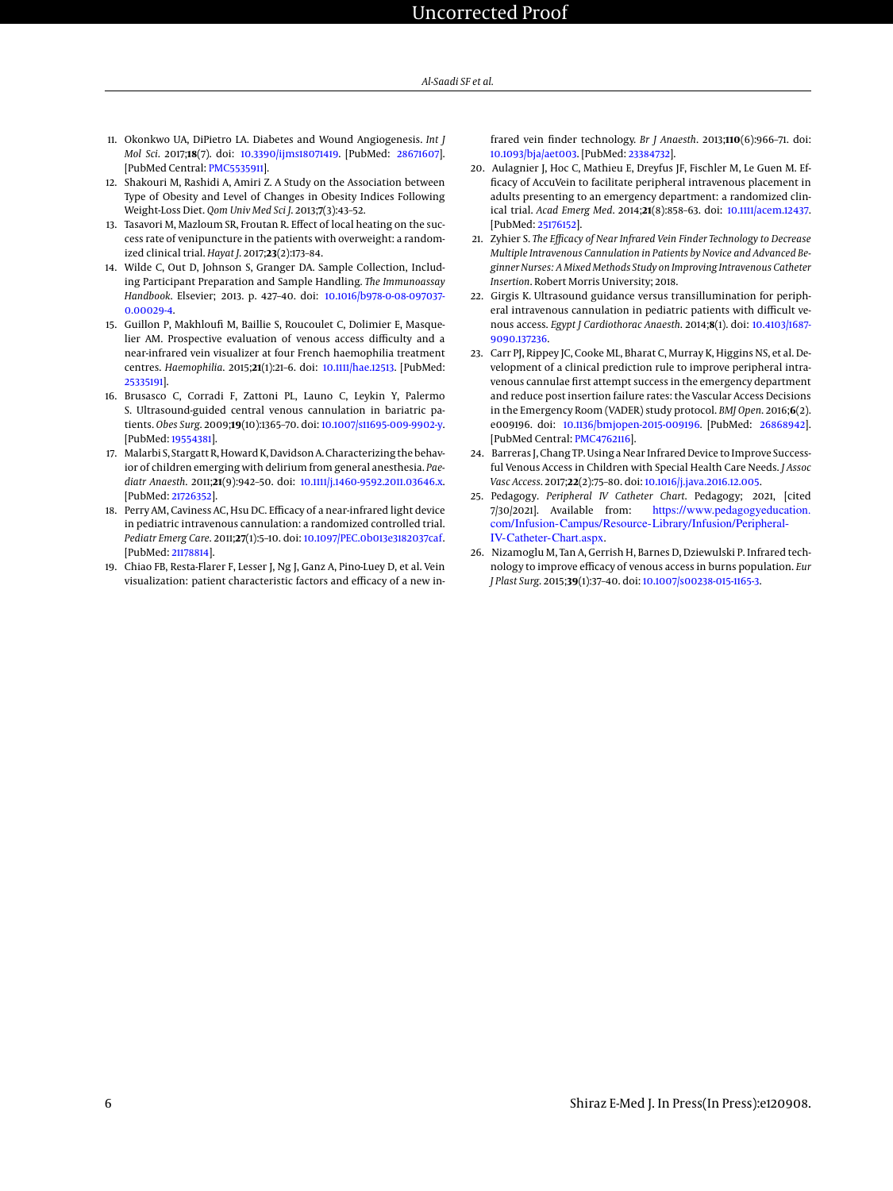11. Okonkwo UA, DiPietro LA. Diabetes and Wound Angiogenesis. *Int J Mol Sci*. 2017;**18**(7). doi: 10.3390/ijms18071419. [PubMed: 28671607]. [PubMed Central: PMC5535911].
12. Shakouri M, Rashidi A, Amiri Z. A Study on the Association between Type of Obesity and Level of Changes in Obesity Indices Following Weight-Loss Diet. *Qom Univ Med Sci J*. 2013;**7**(3):43–52.
13. Tasavori M, Mazloum SR, Froutan R. Effect of local heating on the success rate of venipuncture in the patients with overweight: a randomized clinical trial. *Hayat J*. 2017;**23**(2):173–84.
14. Wilde C, Out D, Johnson S, Granger DA. Sample Collection, Including Participant Preparation and Sample Handling. *The Immunoassay Handbook*. Elsevier; 2013. p. 427–40. doi: 10.1016/b978-0-08-097037-0.00029-4.
15. Guillon P, Makhloufi M, Baillie S, Roucoulet C, Dolimier E, Masquelier AM. Prospective evaluation of venous access difficulty and a near-infrared vein visualizer at four French haemophilia treatment centres. *Haemophilia*. 2015;**21**(1):21–6. doi: 10.1111/hae.12513. [PubMed: 25335191].
16. Brusasco C, Corradi F, Zattoni PL, Launo C, Leykin Y, Palermo S. Ultrasound-guided central venous cannulation in bariatric patients. *Obes Surg*. 2009;**19**(10):1365–70. doi: 10.1007/s11695-009-9902-y. [PubMed: 19554381].
17. Malarbi S, Stargatt R, Howard K, Davidson A. Characterizing the behavior of children emerging with delirium from general anesthesia. *Paediatr Anaesth*. 2011;**21**(9):942–50. doi: 10.1111/j.1460-9592.2011.03646.x. [PubMed: 21726352].
18. Perry AM, Caviness AC, Hsu DC. Efficacy of a near-infrared light device in pediatric intravenous cannulation: a randomized controlled trial. *Pediatr Emerg Care*. 2011;**27**(1):5–10. doi: 10.1097/PEC.0b013e3182037caf. [PubMed: 21178814].
19. Chiao FB, Resta-Flarer F, Lesser J, Ng J, Ganz A, Pino-Luey D, et al. Vein visualization: patient characteristic factors and efficacy of a new infrared vein finder technology. *Br J Anaesth*. 2013;**110**(6):966–71. doi: 10.1093/bja/aet003. [PubMed: 23384732].
20. Aulagnier J, Hoc C, Mathieu E, Dreyfus JF, Fischler M, Le Guen M. Efficacy of AccuVein to facilitate peripheral intravenous placement in adults presenting to an emergency department: a randomized clinical trial. *Acad Emerg Med*. 2014;**21**(8):858–63. doi: 10.1111/acem.12437. [PubMed: 25176152].
21. Zyhier S. *The Efficacy of Near Infrared Vein Finder Technology to Decrease Multiple Intravenous Cannulation in Patients by Novice and Advanced Beginner Nurses: A Mixed Methods Study on Improving Intravenous Catheter Insertion*. Robert Morris University; 2018.
22. Girgis K. Ultrasound guidance versus transillumination for peripheral intravenous cannulation in pediatric patients with difficult venous access. *Egypt J Cardiothorac Anaesth*. 2014;**8**(1). doi: 10.4103/1687-9090.137236.
23. Carr PJ, Rippey JC, Cooke ML, Bharat C, Murray K, Higgins NS, et al. Development of a clinical prediction rule to improve peripheral intravenous cannulae first attempt success in the emergency department and reduce post insertion failure rates: the Vascular Access Decisions in the Emergency Room (VADER) study protocol. *BMJ Open*. 2016;**6**(2). e009196. doi: 10.1136/bmjopen-2015-009196. [PubMed: 26868942]. [PubMed Central: PMC4762116].
24. Barreras J, Chang TP. Using a Near Infrared Device to Improve Successful Venous Access in Children with Special Health Care Needs. *J Assoc Vasc Access*. 2017;**22**(2):75–80. doi: 10.1016/j.java.2016.12.005.
25. Pedagogy. *Peripheral IV Catheter Chart*. Pedagogy; 2021, [cited 7/30/2021]. Available from: https://www.pedagogyeducation.com/Infusion-Campus/Resource-Library/Infusion/Peripheral-IV-Catheter-Chart.aspx.
26. Nizamoglu M, Tan A, Gerrish H, Barnes D, Dziewulski P. Infrared technology to improve efficacy of venous access in burns population. *Eur J Plast Surg*. 2015;**39**(1):37–40. doi: 10.1007/s00238-015-1165-3.